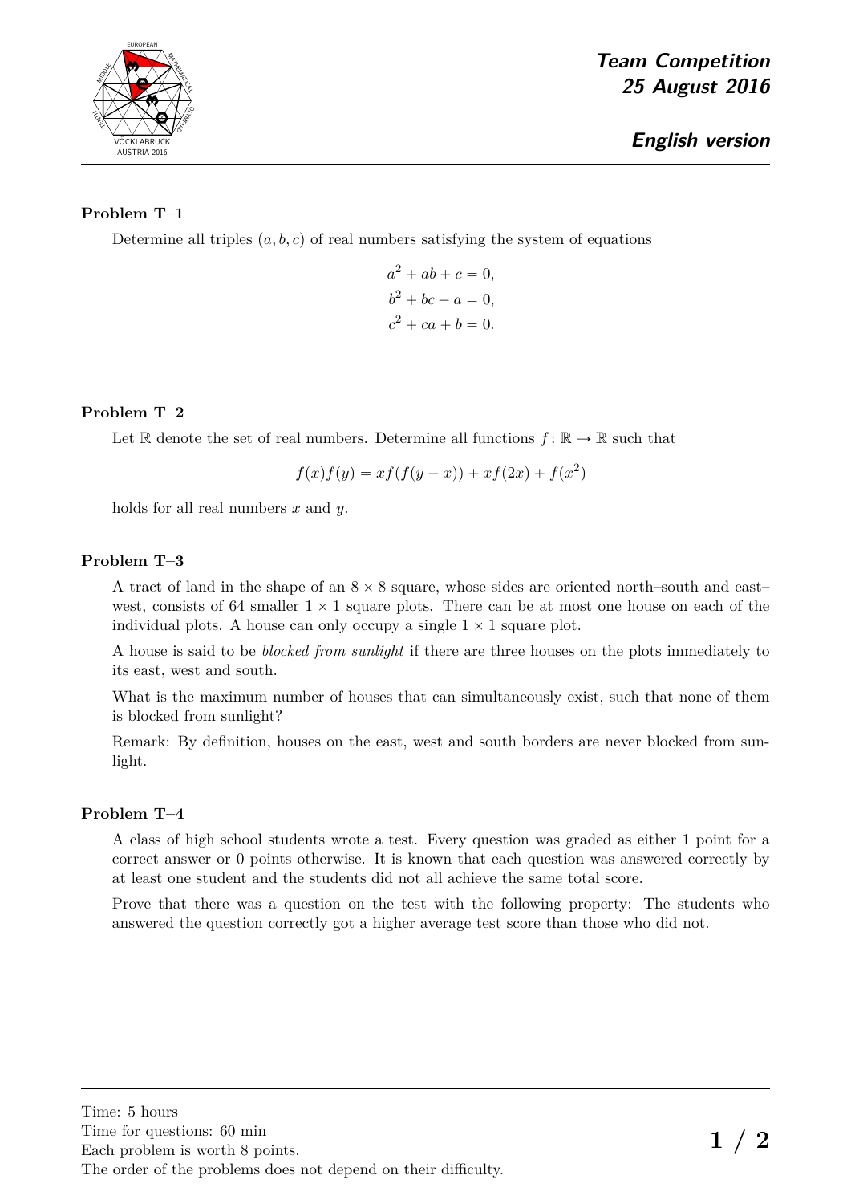# Team Competition
## 25 August 2016

## English version

### Problem T–1

Determine all triples $(a, b, c)$ of real numbers satisfying the system of equations

$$a^2 + ab + c = 0,$$
$$b^2 + bc + a = 0,$$
$$c^2 + ca + b = 0.$$

### Problem T–2

Let $\mathbb{R}$ denote the set of real numbers. Determine all functions $f\colon \mathbb{R} \to \mathbb{R}$ such that

$$f(x)f(y) = xf(f(y-x)) + xf(2x) + f(x^2)$$

holds for all real numbers $x$ and $y$.

### Problem T–3

A tract of land in the shape of an $8 \times 8$ square, whose sides are oriented north–south and east–west, consists of 64 smaller $1 \times 1$ square plots. There can be at most one house on each of the individual plots. A house can only occupy a single $1 \times 1$ square plot.

A house is said to be *blocked from sunlight* if there are three houses on the plots immediately to its east, west and south.

What is the maximum number of houses that can simultaneously exist, such that none of them is blocked from sunlight?

Remark: By definition, houses on the east, west and south borders are never blocked from sunlight.

### Problem T–4

A class of high school students wrote a test. Every question was graded as either 1 point for a correct answer or 0 points otherwise. It is known that each question was answered correctly by at least one student and the students did not all achieve the same total score.

Prove that there was a question on the test with the following property: The students who answered the question correctly got a higher average test score than those who did not.

---

Time: 5 hours
Time for questions: 60 min
Each problem is worth 8 points.
The order of the problems does not depend on their difficulty.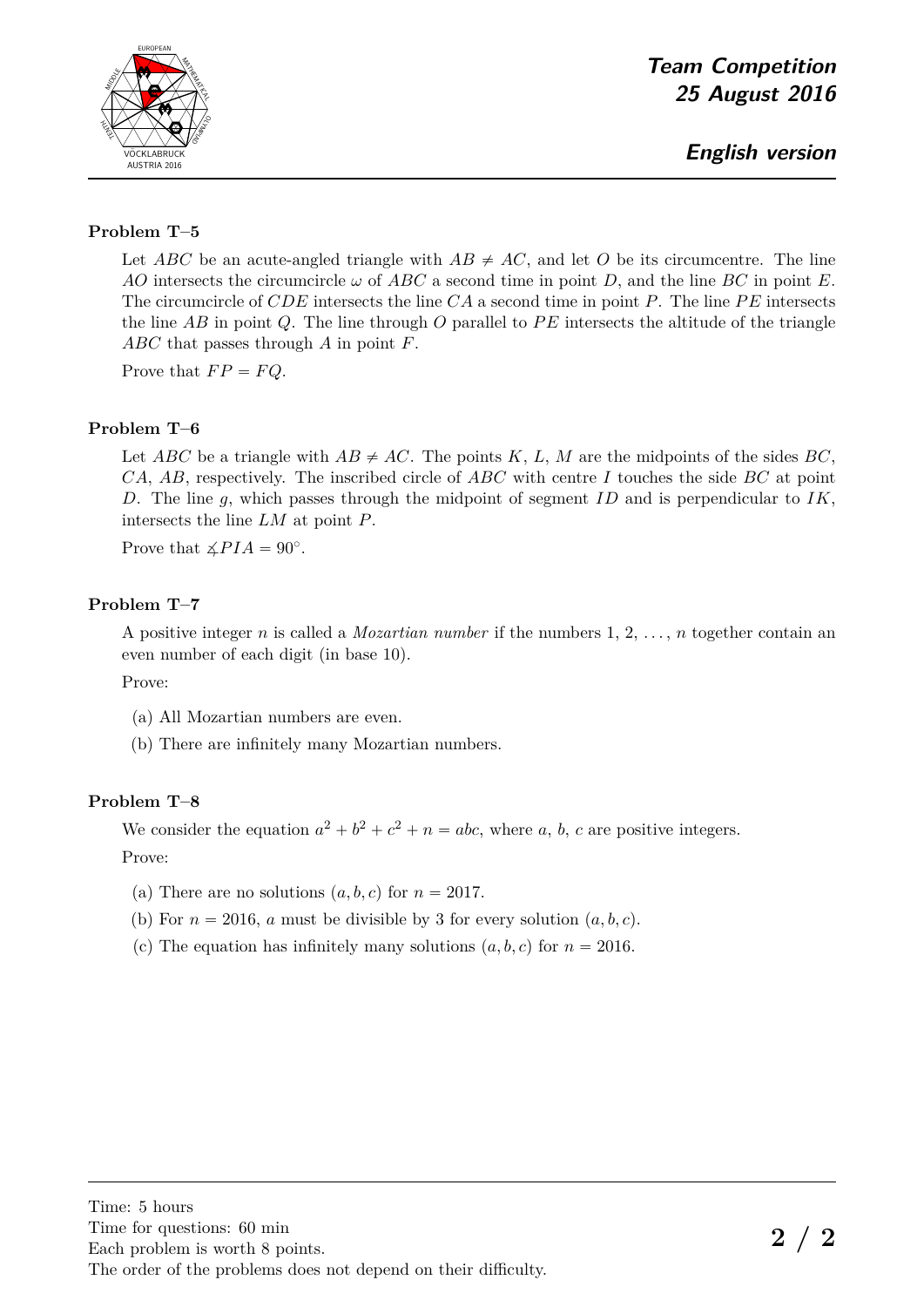## Problem T–5

Let $ABC$ be an acute-angled triangle with $AB \neq AC$, and let $O$ be its circumcentre. The line $AO$ intersects the circumcircle $\omega$ of $ABC$ a second time in point $D$, and the line $BC$ in point $E$. The circumcircle of $CDE$ intersects the line $CA$ a second time in point $P$. The line $PE$ intersects the line $AB$ in point $Q$. The line through $O$ parallel to $PE$ intersects the altitude of the triangle $ABC$ that passes through $A$ in point $F$.

Prove that $FP = FQ$.

## Problem T–6

Let $ABC$ be a triangle with $AB \neq AC$. The points $K$, $L$, $M$ are the midpoints of the sides $BC$, $CA$, $AB$, respectively. The inscribed circle of $ABC$ with centre $I$ touches the side $BC$ at point $D$. The line $g$, which passes through the midpoint of segment $ID$ and is perpendicular to $IK$, intersects the line $LM$ at point $P$.

Prove that $\measuredangle PIA = 90^\circ$.

## Problem T–7

A positive integer $n$ is called a *Mozartian number* if the numbers $1, 2, \ldots, n$ together contain an even number of each digit (in base 10).

Prove:

(a) All Mozartian numbers are even.

(b) There are infinitely many Mozartian numbers.

## Problem T–8

We consider the equation $a^2 + b^2 + c^2 + n = abc$, where $a$, $b$, $c$ are positive integers.

Prove:

(a) There are no solutions $(a, b, c)$ for $n = 2017$.

(b) For $n = 2016$, $a$ must be divisible by 3 for every solution $(a, b, c)$.

(c) The equation has infinitely many solutions $(a, b, c)$ for $n = 2016$.

Time: 5 hours
Time for questions: 60 min
Each problem is worth 8 points.
The order of the problems does not depend on their difficulty.